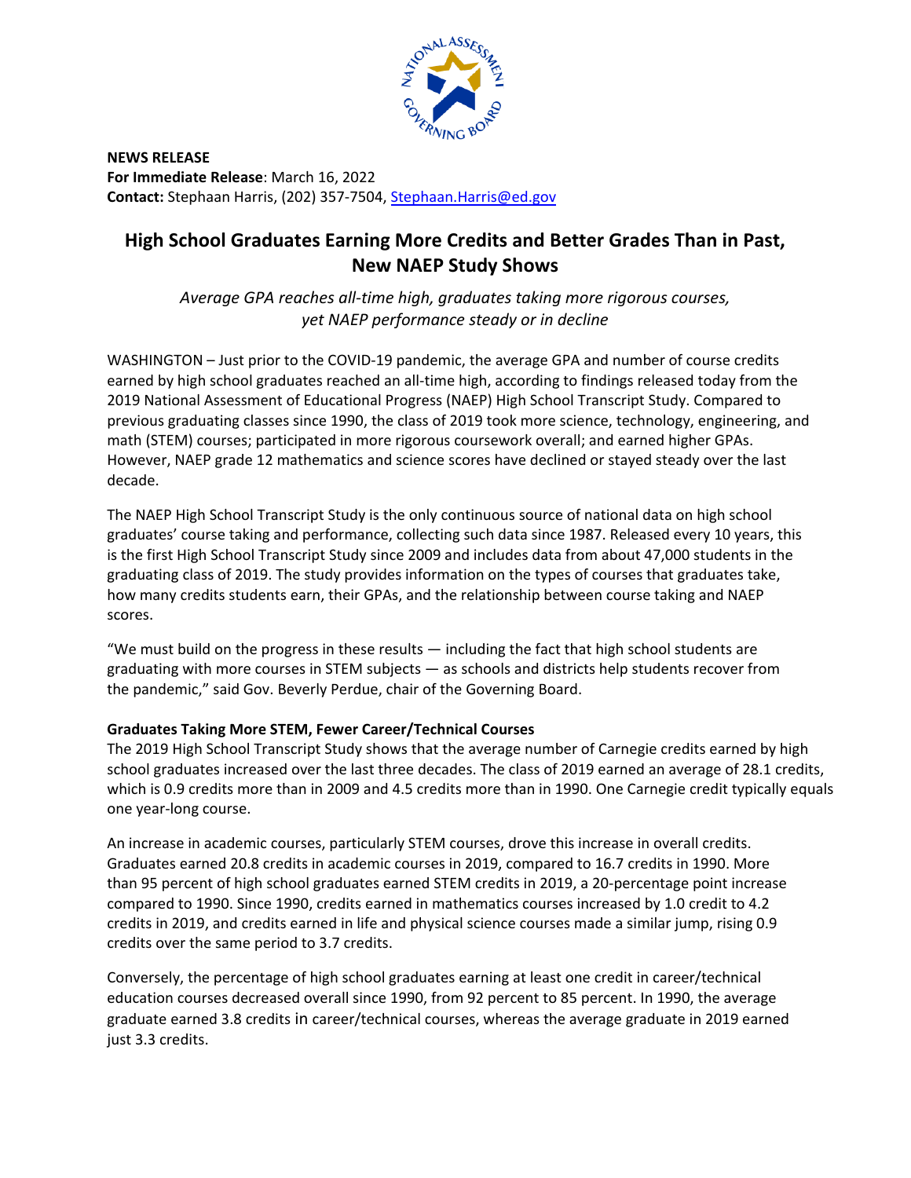**NEWS RELEASE**
**For Immediate Release**: March 16, 2022
**Contact:** Stephaan Harris, (202) 357-7504, Stephaan.Harris@ed.gov

# High School Graduates Earning More Credits and Better Grades Than in Past, New NAEP Study Shows

*Average GPA reaches all-time high, graduates taking more rigorous courses, yet NAEP performance steady or in decline*

WASHINGTON – Just prior to the COVID-19 pandemic, the average GPA and number of course credits earned by high school graduates reached an all-time high, according to findings released today from the 2019 National Assessment of Educational Progress (NAEP) High School Transcript Study. Compared to previous graduating classes since 1990, the class of 2019 took more science, technology, engineering, and math (STEM) courses; participated in more rigorous coursework overall; and earned higher GPAs. However, NAEP grade 12 mathematics and science scores have declined or stayed steady over the last decade.

The NAEP High School Transcript Study is the only continuous source of national data on high school graduates' course taking and performance, collecting such data since 1987. Released every 10 years, this is the first High School Transcript Study since 2009 and includes data from about 47,000 students in the graduating class of 2019. The study provides information on the types of courses that graduates take, how many credits students earn, their GPAs, and the relationship between course taking and NAEP scores.

"We must build on the progress in these results — including the fact that high school students are graduating with more courses in STEM subjects — as schools and districts help students recover from the pandemic," said Gov. Beverly Perdue, chair of the Governing Board.

**Graduates Taking More STEM, Fewer Career/Technical Courses**

The 2019 High School Transcript Study shows that the average number of Carnegie credits earned by high school graduates increased over the last three decades. The class of 2019 earned an average of 28.1 credits, which is 0.9 credits more than in 2009 and 4.5 credits more than in 1990. One Carnegie credit typically equals one year-long course.

An increase in academic courses, particularly STEM courses, drove this increase in overall credits. Graduates earned 20.8 credits in academic courses in 2019, compared to 16.7 credits in 1990. More than 95 percent of high school graduates earned STEM credits in 2019, a 20-percentage point increase compared to 1990. Since 1990, credits earned in mathematics courses increased by 1.0 credit to 4.2 credits in 2019, and credits earned in life and physical science courses made a similar jump, rising 0.9 credits over the same period to 3.7 credits.

Conversely, the percentage of high school graduates earning at least one credit in career/technical education courses decreased overall since 1990, from 92 percent to 85 percent. In 1990, the average graduate earned 3.8 credits in career/technical courses, whereas the average graduate in 2019 earned just 3.3 credits.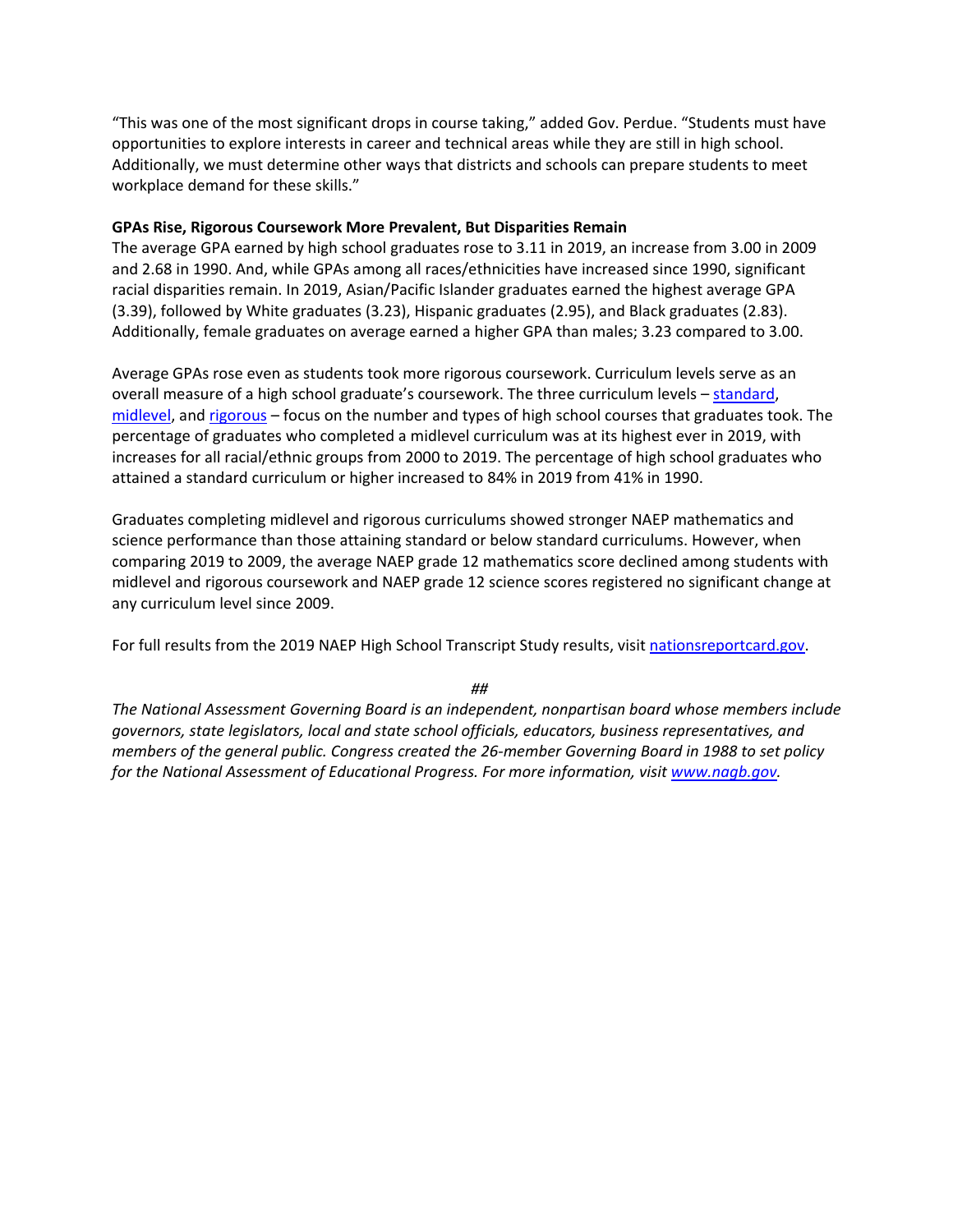"This was one of the most significant drops in course taking," added Gov. Perdue. "Students must have opportunities to explore interests in career and technical areas while they are still in high school. Additionally, we must determine other ways that districts and schools can prepare students to meet workplace demand for these skills."

**GPAs Rise, Rigorous Coursework More Prevalent, But Disparities Remain**

The average GPA earned by high school graduates rose to 3.11 in 2019, an increase from 3.00 in 2009 and 2.68 in 1990. And, while GPAs among all races/ethnicities have increased since 1990, significant racial disparities remain. In 2019, Asian/Pacific Islander graduates earned the highest average GPA (3.39), followed by White graduates (3.23), Hispanic graduates (2.95), and Black graduates (2.83). Additionally, female graduates on average earned a higher GPA than males; 3.23 compared to 3.00.

Average GPAs rose even as students took more rigorous coursework. Curriculum levels serve as an overall measure of a high school graduate's coursework. The three curriculum levels – standard, midlevel, and rigorous – focus on the number and types of high school courses that graduates took. The percentage of graduates who completed a midlevel curriculum was at its highest ever in 2019, with increases for all racial/ethnic groups from 2000 to 2019. The percentage of high school graduates who attained a standard curriculum or higher increased to 84% in 2019 from 41% in 1990.

Graduates completing midlevel and rigorous curriculums showed stronger NAEP mathematics and science performance than those attaining standard or below standard curriculums. However, when comparing 2019 to 2009, the average NAEP grade 12 mathematics score declined among students with midlevel and rigorous coursework and NAEP grade 12 science scores registered no significant change at any curriculum level since 2009.

For full results from the 2019 NAEP High School Transcript Study results, visit nationsreportcard.gov.

*##*

*The National Assessment Governing Board is an independent, nonpartisan board whose members include governors, state legislators, local and state school officials, educators, business representatives, and members of the general public. Congress created the 26-member Governing Board in 1988 to set policy for the National Assessment of Educational Progress. For more information, visit www.nagb.gov.*